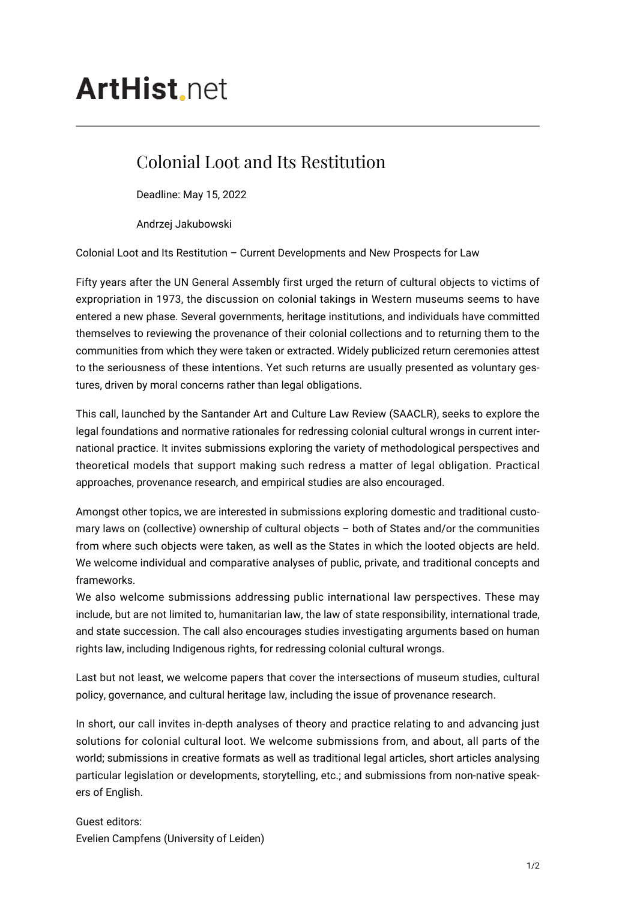ArtHist.net

# Colonial Loot and Its Restitution

Deadline: May 15, 2022

Andrzej Jakubowski

Colonial Loot and Its Restitution – Current Developments and New Prospects for Law

Fifty years after the UN General Assembly first urged the return of cultural objects to victims of expropriation in 1973, the discussion on colonial takings in Western museums seems to have entered a new phase. Several governments, heritage institutions, and individuals have committed themselves to reviewing the provenance of their colonial collections and to returning them to the communities from which they were taken or extracted. Widely publicized return ceremonies attest to the seriousness of these intentions. Yet such returns are usually presented as voluntary gestures, driven by moral concerns rather than legal obligations.

This call, launched by the Santander Art and Culture Law Review (SAACLR), seeks to explore the legal foundations and normative rationales for redressing colonial cultural wrongs in current international practice. It invites submissions exploring the variety of methodological perspectives and theoretical models that support making such redress a matter of legal obligation. Practical approaches, provenance research, and empirical studies are also encouraged.

Amongst other topics, we are interested in submissions exploring domestic and traditional customary laws on (collective) ownership of cultural objects – both of States and/or the communities from where such objects were taken, as well as the States in which the looted objects are held. We welcome individual and comparative analyses of public, private, and traditional concepts and frameworks.

We also welcome submissions addressing public international law perspectives. These may include, but are not limited to, humanitarian law, the law of state responsibility, international trade, and state succession. The call also encourages studies investigating arguments based on human rights law, including Indigenous rights, for redressing colonial cultural wrongs.

Last but not least, we welcome papers that cover the intersections of museum studies, cultural policy, governance, and cultural heritage law, including the issue of provenance research.

In short, our call invites in-depth analyses of theory and practice relating to and advancing just solutions for colonial cultural loot. We welcome submissions from, and about, all parts of the world; submissions in creative formats as well as traditional legal articles, short articles analysing particular legislation or developments, storytelling, etc.; and submissions from non-native speakers of English.

Guest editors:
Evelien Campfens (University of Leiden)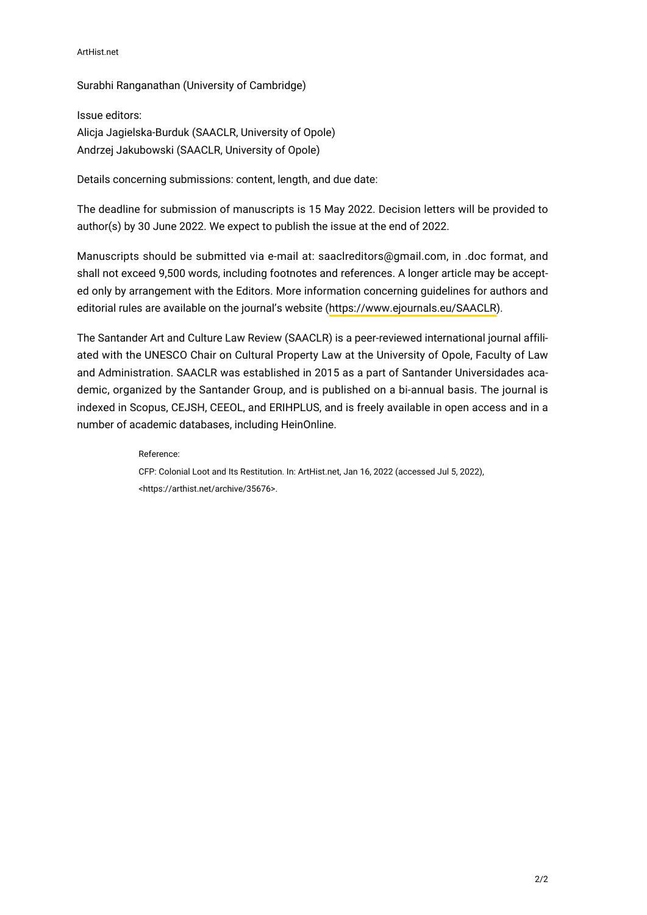Surabhi Ranganathan (University of Cambridge)

Issue editors:
Alicja Jagielska-Burduk (SAACLR, University of Opole)
Andrzej Jakubowski (SAACLR, University of Opole)

Details concerning submissions: content, length, and due date:

The deadline for submission of manuscripts is 15 May 2022. Decision letters will be provided to author(s) by 30 June 2022. We expect to publish the issue at the end of 2022.

Manuscripts should be submitted via e-mail at: saaclreditors@gmail.com, in .doc format, and shall not exceed 9,500 words, including footnotes and references. A longer article may be accepted only by arrangement with the Editors. More information concerning guidelines for authors and editorial rules are available on the journal's website (https://www.ejournals.eu/SAACLR).

The Santander Art and Culture Law Review (SAACLR) is a peer-reviewed international journal affiliated with the UNESCO Chair on Cultural Property Law at the University of Opole, Faculty of Law and Administration. SAACLR was established in 2015 as a part of Santander Universidades academic, organized by the Santander Group, and is published on a bi-annual basis. The journal is indexed in Scopus, CEJSH, CEEOL, and ERIHPLUS, and is freely available in open access and in a number of academic databases, including HeinOnline.

Reference:
CFP: Colonial Loot and Its Restitution. In: ArtHist.net, Jan 16, 2022 (accessed Jul 5, 2022), <https://arthist.net/archive/35676>.